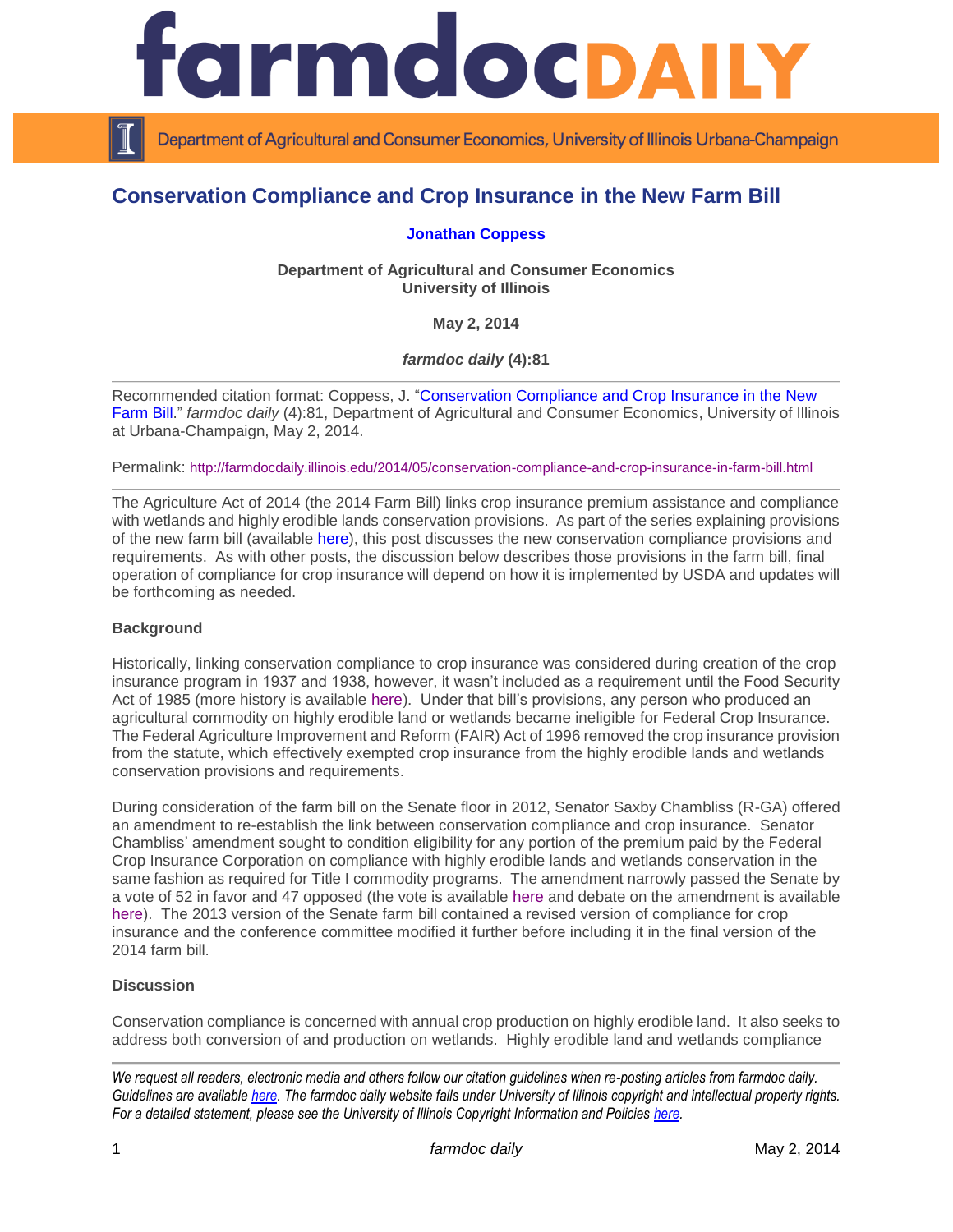# Conservation Compliance and Crop Insurance in the New Farm Bill

**Jonathan Coppess**

**Department of Agricultural and Consumer Economics**
**University of Illinois**

**May 2, 2014**

***farmdoc daily* (4):81**

Recommended citation format: Coppess, J. "Conservation Compliance and Crop Insurance in the New Farm Bill." *farmdoc daily* (4):81, Department of Agricultural and Consumer Economics, University of Illinois at Urbana-Champaign, May 2, 2014.

Permalink: http://farmdocdaily.illinois.edu/2014/05/conservation-compliance-and-crop-insurance-in-farm-bill.html

The Agriculture Act of 2014 (the 2014 Farm Bill) links crop insurance premium assistance and compliance with wetlands and highly erodible lands conservation provisions. As part of the series explaining provisions of the new farm bill (available here), this post discusses the new conservation compliance provisions and requirements. As with other posts, the discussion below describes those provisions in the farm bill, final operation of compliance for crop insurance will depend on how it is implemented by USDA and updates will be forthcoming as needed.

**Background**

Historically, linking conservation compliance to crop insurance was considered during creation of the crop insurance program in 1937 and 1938, however, it wasn't included as a requirement until the Food Security Act of 1985 (more history is available here). Under that bill's provisions, any person who produced an agricultural commodity on highly erodible land or wetlands became ineligible for Federal Crop Insurance. The Federal Agriculture Improvement and Reform (FAIR) Act of 1996 removed the crop insurance provision from the statute, which effectively exempted crop insurance from the highly erodible lands and wetlands conservation provisions and requirements.

During consideration of the farm bill on the Senate floor in 2012, Senator Saxby Chambliss (R-GA) offered an amendment to re-establish the link between conservation compliance and crop insurance. Senator Chambliss' amendment sought to condition eligibility for any portion of the premium paid by the Federal Crop Insurance Corporation on compliance with highly erodible lands and wetlands conservation in the same fashion as required for Title I commodity programs. The amendment narrowly passed the Senate by a vote of 52 in favor and 47 opposed (the vote is available here and debate on the amendment is available here). The 2013 version of the Senate farm bill contained a revised version of compliance for crop insurance and the conference committee modified it further before including it in the final version of the 2014 farm bill.

**Discussion**

Conservation compliance is concerned with annual crop production on highly erodible land. It also seeks to address both conversion of and production on wetlands. Highly erodible land and wetlands compliance

*We request all readers, electronic media and others follow our citation guidelines when re-posting articles from farmdoc daily. Guidelines are available here. The farmdoc daily website falls under University of Illinois copyright and intellectual property rights. For a detailed statement, please see the University of Illinois Copyright Information and Policies here.*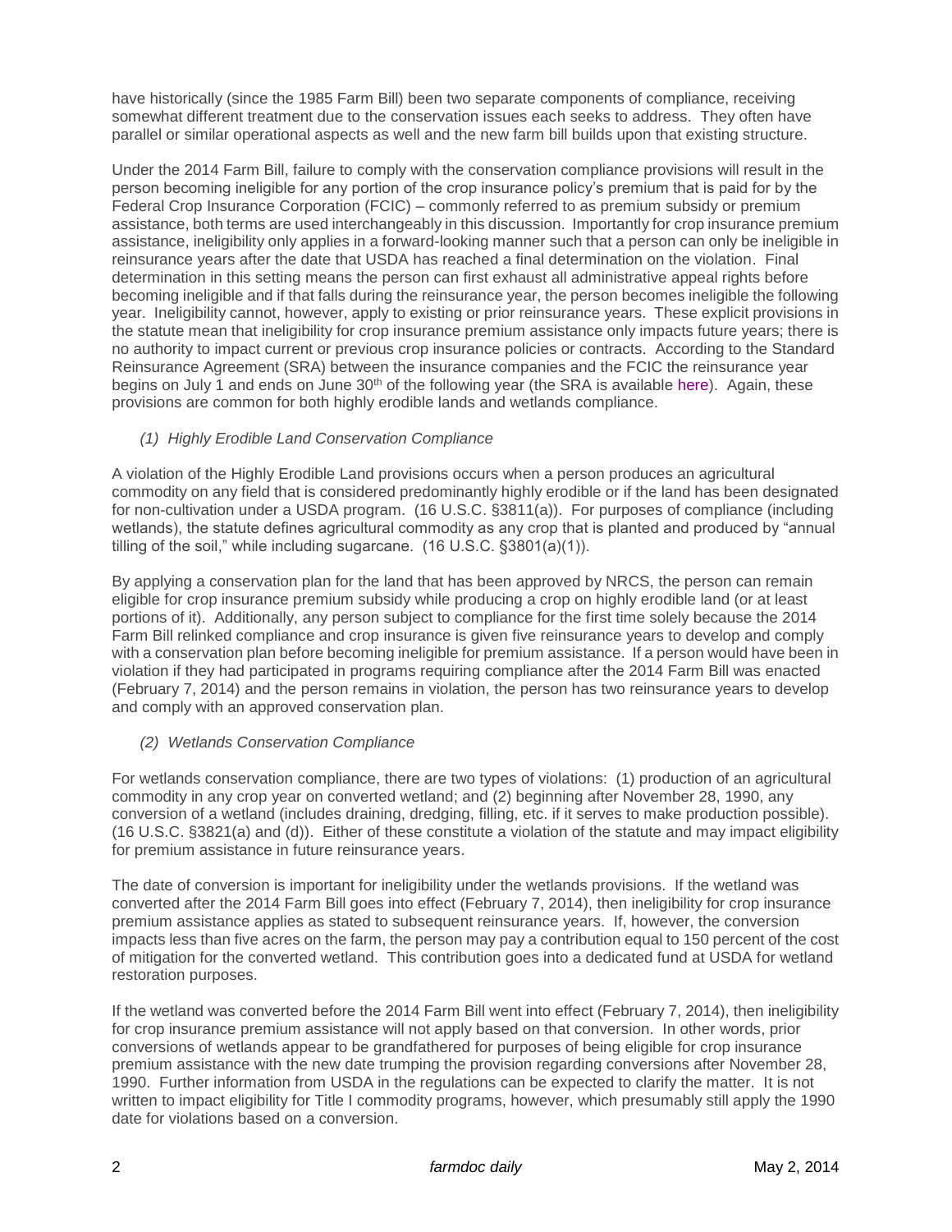have historically (since the 1985 Farm Bill) been two separate components of compliance, receiving somewhat different treatment due to the conservation issues each seeks to address. They often have parallel or similar operational aspects as well and the new farm bill builds upon that existing structure.

Under the 2014 Farm Bill, failure to comply with the conservation compliance provisions will result in the person becoming ineligible for any portion of the crop insurance policy's premium that is paid for by the Federal Crop Insurance Corporation (FCIC) – commonly referred to as premium subsidy or premium assistance, both terms are used interchangeably in this discussion. Importantly for crop insurance premium assistance, ineligibility only applies in a forward-looking manner such that a person can only be ineligible in reinsurance years after the date that USDA has reached a final determination on the violation. Final determination in this setting means the person can first exhaust all administrative appeal rights before becoming ineligible and if that falls during the reinsurance year, the person becomes ineligible the following year. Ineligibility cannot, however, apply to existing or prior reinsurance years. These explicit provisions in the statute mean that ineligibility for crop insurance premium assistance only impacts future years; there is no authority to impact current or previous crop insurance policies or contracts. According to the Standard Reinsurance Agreement (SRA) between the insurance companies and the FCIC the reinsurance year begins on July 1 and ends on June 30th of the following year (the SRA is available here). Again, these provisions are common for both highly erodible lands and wetlands compliance.

*(1) Highly Erodible Land Conservation Compliance*

A violation of the Highly Erodible Land provisions occurs when a person produces an agricultural commodity on any field that is considered predominantly highly erodible or if the land has been designated for non-cultivation under a USDA program. (16 U.S.C. §3811(a)). For purposes of compliance (including wetlands), the statute defines agricultural commodity as any crop that is planted and produced by "annual tilling of the soil," while including sugarcane. (16 U.S.C. §3801(a)(1)).

By applying a conservation plan for the land that has been approved by NRCS, the person can remain eligible for crop insurance premium subsidy while producing a crop on highly erodible land (or at least portions of it). Additionally, any person subject to compliance for the first time solely because the 2014 Farm Bill relinked compliance and crop insurance is given five reinsurance years to develop and comply with a conservation plan before becoming ineligible for premium assistance. If a person would have been in violation if they had participated in programs requiring compliance after the 2014 Farm Bill was enacted (February 7, 2014) and the person remains in violation, the person has two reinsurance years to develop and comply with an approved conservation plan.

*(2) Wetlands Conservation Compliance*

For wetlands conservation compliance, there are two types of violations: (1) production of an agricultural commodity in any crop year on converted wetland; and (2) beginning after November 28, 1990, any conversion of a wetland (includes draining, dredging, filling, etc. if it serves to make production possible). (16 U.S.C. §3821(a) and (d)). Either of these constitute a violation of the statute and may impact eligibility for premium assistance in future reinsurance years.

The date of conversion is important for ineligibility under the wetlands provisions. If the wetland was converted after the 2014 Farm Bill goes into effect (February 7, 2014), then ineligibility for crop insurance premium assistance applies as stated to subsequent reinsurance years. If, however, the conversion impacts less than five acres on the farm, the person may pay a contribution equal to 150 percent of the cost of mitigation for the converted wetland. This contribution goes into a dedicated fund at USDA for wetland restoration purposes.

If the wetland was converted before the 2014 Farm Bill went into effect (February 7, 2014), then ineligibility for crop insurance premium assistance will not apply based on that conversion. In other words, prior conversions of wetlands appear to be grandfathered for purposes of being eligible for crop insurance premium assistance with the new date trumping the provision regarding conversions after November 28, 1990. Further information from USDA in the regulations can be expected to clarify the matter. It is not written to impact eligibility for Title I commodity programs, however, which presumably still apply the 1990 date for violations based on a conversion.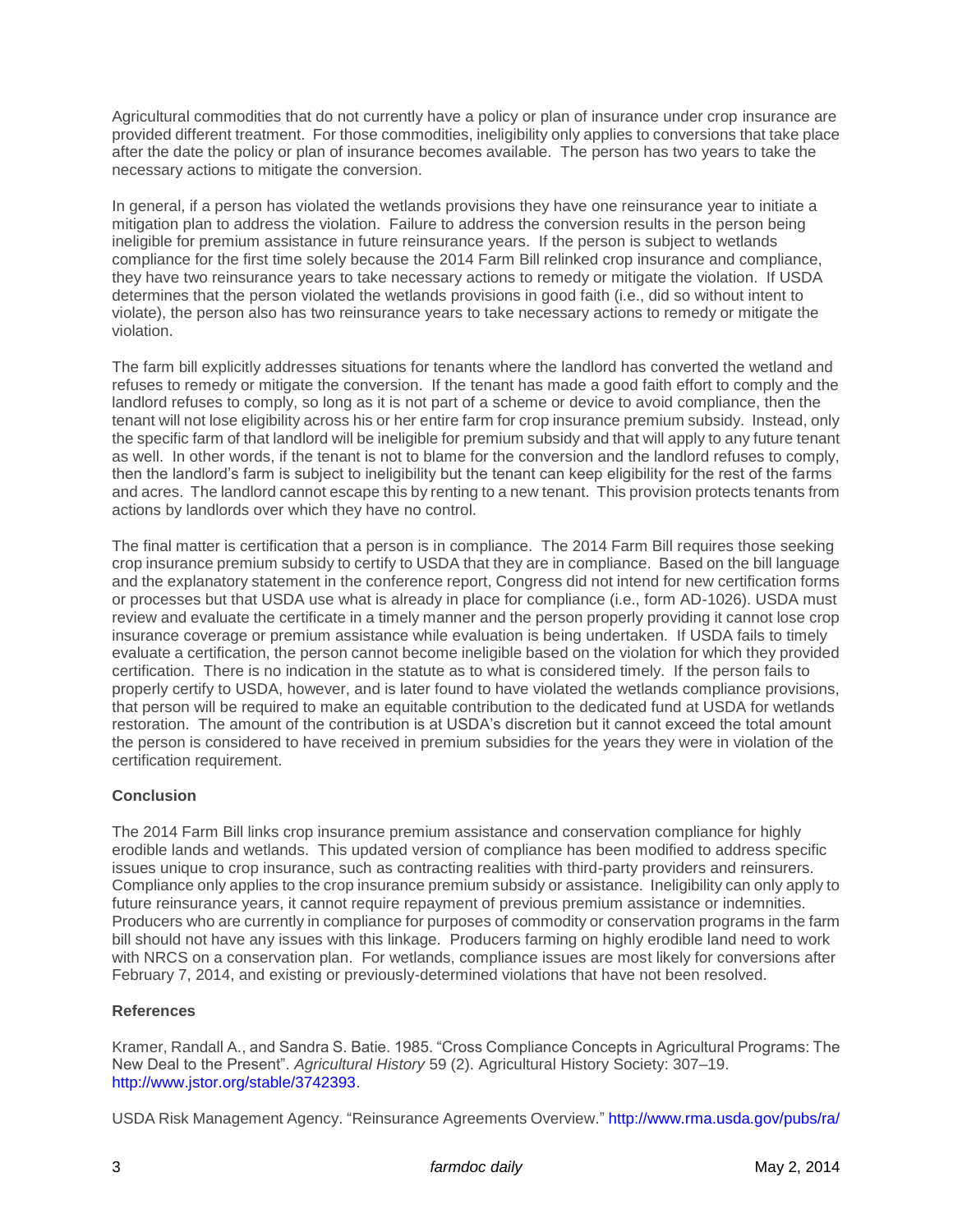Agricultural commodities that do not currently have a policy or plan of insurance under crop insurance are provided different treatment. For those commodities, ineligibility only applies to conversions that take place after the date the policy or plan of insurance becomes available. The person has two years to take the necessary actions to mitigate the conversion.

In general, if a person has violated the wetlands provisions they have one reinsurance year to initiate a mitigation plan to address the violation. Failure to address the conversion results in the person being ineligible for premium assistance in future reinsurance years. If the person is subject to wetlands compliance for the first time solely because the 2014 Farm Bill relinked crop insurance and compliance, they have two reinsurance years to take necessary actions to remedy or mitigate the violation. If USDA determines that the person violated the wetlands provisions in good faith (i.e., did so without intent to violate), the person also has two reinsurance years to take necessary actions to remedy or mitigate the violation.

The farm bill explicitly addresses situations for tenants where the landlord has converted the wetland and refuses to remedy or mitigate the conversion. If the tenant has made a good faith effort to comply and the landlord refuses to comply, so long as it is not part of a scheme or device to avoid compliance, then the tenant will not lose eligibility across his or her entire farm for crop insurance premium subsidy. Instead, only the specific farm of that landlord will be ineligible for premium subsidy and that will apply to any future tenant as well. In other words, if the tenant is not to blame for the conversion and the landlord refuses to comply, then the landlord's farm is subject to ineligibility but the tenant can keep eligibility for the rest of the farms and acres. The landlord cannot escape this by renting to a new tenant. This provision protects tenants from actions by landlords over which they have no control.

The final matter is certification that a person is in compliance. The 2014 Farm Bill requires those seeking crop insurance premium subsidy to certify to USDA that they are in compliance. Based on the bill language and the explanatory statement in the conference report, Congress did not intend for new certification forms or processes but that USDA use what is already in place for compliance (i.e., form AD-1026). USDA must review and evaluate the certificate in a timely manner and the person properly providing it cannot lose crop insurance coverage or premium assistance while evaluation is being undertaken. If USDA fails to timely evaluate a certification, the person cannot become ineligible based on the violation for which they provided certification. There is no indication in the statute as to what is considered timely. If the person fails to properly certify to USDA, however, and is later found to have violated the wetlands compliance provisions, that person will be required to make an equitable contribution to the dedicated fund at USDA for wetlands restoration. The amount of the contribution is at USDA's discretion but it cannot exceed the total amount the person is considered to have received in premium subsidies for the years they were in violation of the certification requirement.

**Conclusion**

The 2014 Farm Bill links crop insurance premium assistance and conservation compliance for highly erodible lands and wetlands. This updated version of compliance has been modified to address specific issues unique to crop insurance, such as contracting realities with third-party providers and reinsurers. Compliance only applies to the crop insurance premium subsidy or assistance. Ineligibility can only apply to future reinsurance years, it cannot require repayment of previous premium assistance or indemnities. Producers who are currently in compliance for purposes of commodity or conservation programs in the farm bill should not have any issues with this linkage. Producers farming on highly erodible land need to work with NRCS on a conservation plan. For wetlands, compliance issues are most likely for conversions after February 7, 2014, and existing or previously-determined violations that have not been resolved.

**References**

Kramer, Randall A., and Sandra S. Batie. 1985. "Cross Compliance Concepts in Agricultural Programs: The New Deal to the Present". *Agricultural History* 59 (2). Agricultural History Society: 307–19. http://www.jstor.org/stable/3742393.

USDA Risk Management Agency. "Reinsurance Agreements Overview." http://www.rma.usda.gov/pubs/ra/